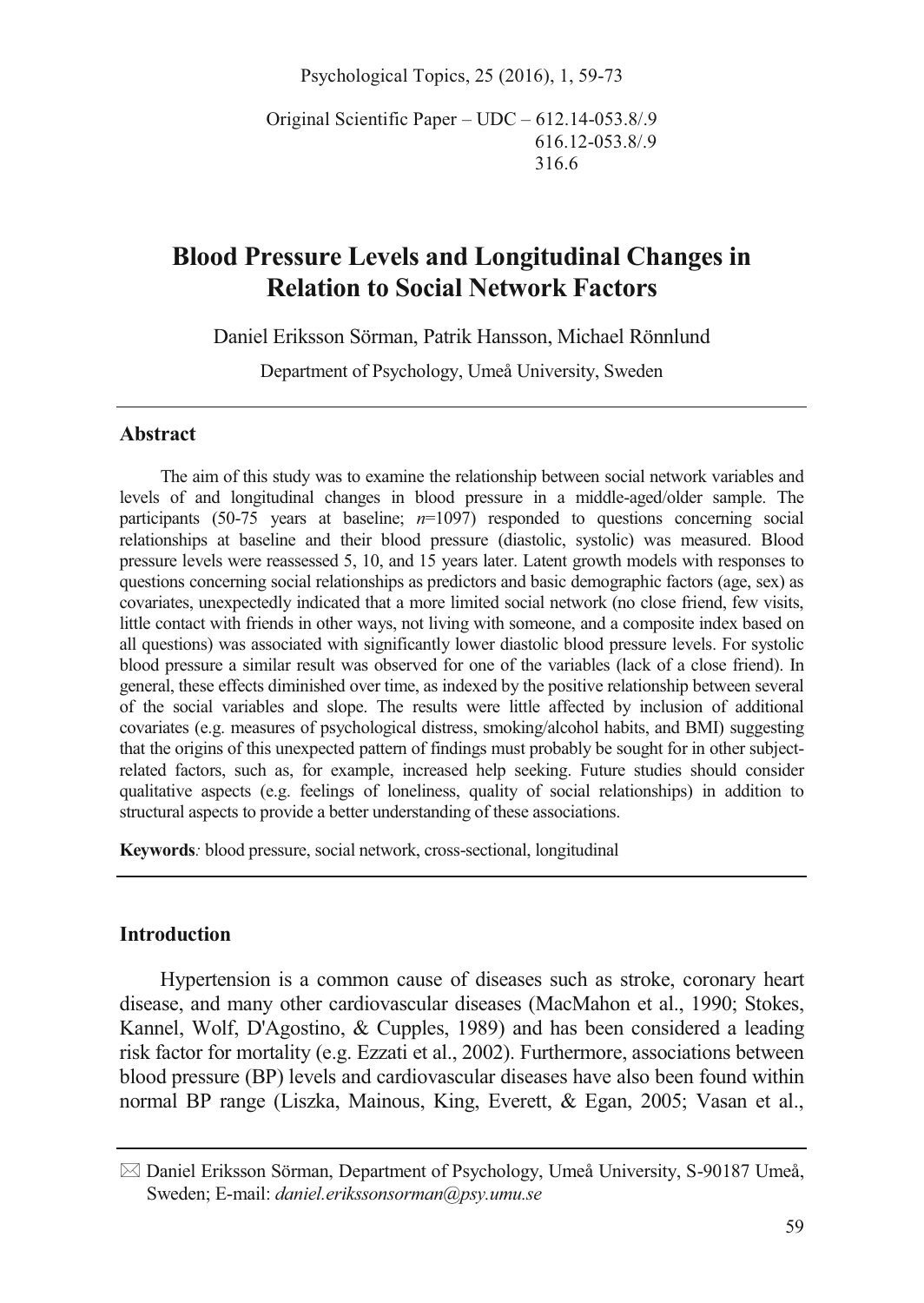Original Scientific Paper – UDC – 612.14-053.8/.9
616.12-053.8/.9
316.6

# Blood Pressure Levels and Longitudinal Changes in Relation to Social Network Factors

Daniel Eriksson Sörman, Patrik Hansson, Michael Rönnlund

Department of Psychology, Umeå University, Sweden

## Abstract

The aim of this study was to examine the relationship between social network variables and levels of and longitudinal changes in blood pressure in a middle-aged/older sample. The participants (50-75 years at baseline; *n*=1097) responded to questions concerning social relationships at baseline and their blood pressure (diastolic, systolic) was measured. Blood pressure levels were reassessed 5, 10, and 15 years later. Latent growth models with responses to questions concerning social relationships as predictors and basic demographic factors (age, sex) as covariates, unexpectedly indicated that a more limited social network (no close friend, few visits, little contact with friends in other ways, not living with someone, and a composite index based on all questions) was associated with significantly lower diastolic blood pressure levels. For systolic blood pressure a similar result was observed for one of the variables (lack of a close friend). In general, these effects diminished over time, as indexed by the positive relationship between several of the social variables and slope. The results were little affected by inclusion of additional covariates (e.g. measures of psychological distress, smoking/alcohol habits, and BMI) suggesting that the origins of this unexpected pattern of findings must probably be sought for in other subject-related factors, such as, for example, increased help seeking. Future studies should consider qualitative aspects (e.g. feelings of loneliness, quality of social relationships) in addition to structural aspects to provide a better understanding of these associations.

**Keywords***:* blood pressure, social network, cross-sectional, longitudinal

## Introduction

Hypertension is a common cause of diseases such as stroke, coronary heart disease, and many other cardiovascular diseases (MacMahon et al., 1990; Stokes, Kannel, Wolf, D'Agostino, & Cupples, 1989) and has been considered a leading risk factor for mortality (e.g. Ezzati et al., 2002). Furthermore, associations between blood pressure (BP) levels and cardiovascular diseases have also been found within normal BP range (Liszka, Mainous, King, Everett, & Egan, 2005; Vasan et al.,

✉ Daniel Eriksson Sörman, Department of Psychology, Umeå University, S-90187 Umeå, Sweden; E-mail: *daniel.erikssonsorman@psy.umu.se*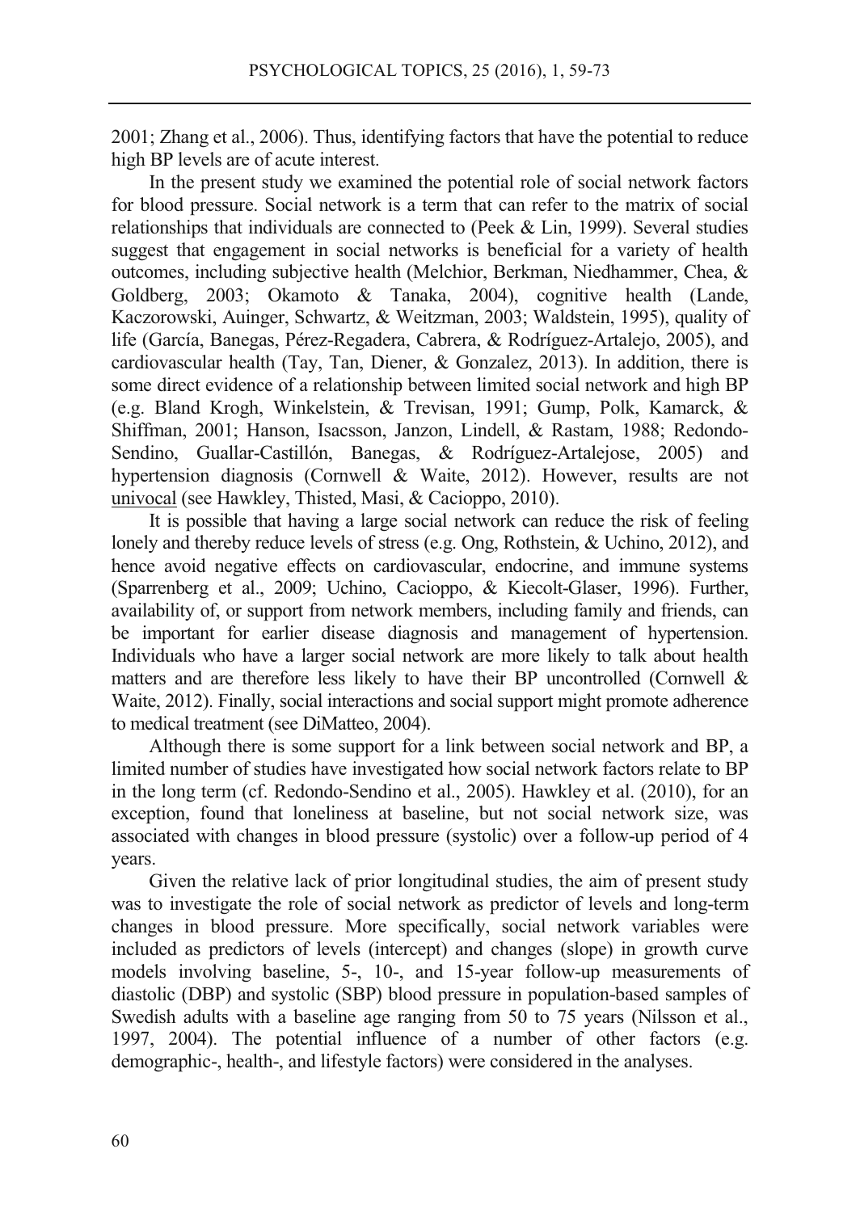2001; Zhang et al., 2006). Thus, identifying factors that have the potential to reduce high BP levels are of acute interest.

In the present study we examined the potential role of social network factors for blood pressure. Social network is a term that can refer to the matrix of social relationships that individuals are connected to (Peek & Lin, 1999). Several studies suggest that engagement in social networks is beneficial for a variety of health outcomes, including subjective health (Melchior, Berkman, Niedhammer, Chea, & Goldberg, 2003; Okamoto & Tanaka, 2004), cognitive health (Lande, Kaczorowski, Auinger, Schwartz, & Weitzman, 2003; Waldstein, 1995), quality of life (García, Banegas, Pérez-Regadera, Cabrera, & Rodríguez-Artalejo, 2005), and cardiovascular health (Tay, Tan, Diener, & Gonzalez, 2013). In addition, there is some direct evidence of a relationship between limited social network and high BP (e.g. Bland Krogh, Winkelstein, & Trevisan, 1991; Gump, Polk, Kamarck, & Shiffman, 2001; Hanson, Isacsson, Janzon, Lindell, & Rastam, 1988; Redondo-Sendino, Guallar-Castillón, Banegas, & Rodríguez-Artalejose, 2005) and hypertension diagnosis (Cornwell & Waite, 2012). However, results are not univocal (see Hawkley, Thisted, Masi, & Cacioppo, 2010).

It is possible that having a large social network can reduce the risk of feeling lonely and thereby reduce levels of stress (e.g. Ong, Rothstein, & Uchino, 2012), and hence avoid negative effects on cardiovascular, endocrine, and immune systems (Sparrenberg et al., 2009; Uchino, Cacioppo, & Kiecolt-Glaser, 1996). Further, availability of, or support from network members, including family and friends, can be important for earlier disease diagnosis and management of hypertension. Individuals who have a larger social network are more likely to talk about health matters and are therefore less likely to have their BP uncontrolled (Cornwell & Waite, 2012). Finally, social interactions and social support might promote adherence to medical treatment (see DiMatteo, 2004).

Although there is some support for a link between social network and BP, a limited number of studies have investigated how social network factors relate to BP in the long term (cf. Redondo-Sendino et al., 2005). Hawkley et al. (2010), for an exception, found that loneliness at baseline, but not social network size, was associated with changes in blood pressure (systolic) over a follow-up period of 4 years.

Given the relative lack of prior longitudinal studies, the aim of present study was to investigate the role of social network as predictor of levels and long-term changes in blood pressure. More specifically, social network variables were included as predictors of levels (intercept) and changes (slope) in growth curve models involving baseline, 5-, 10-, and 15-year follow-up measurements of diastolic (DBP) and systolic (SBP) blood pressure in population-based samples of Swedish adults with a baseline age ranging from 50 to 75 years (Nilsson et al., 1997, 2004). The potential influence of a number of other factors (e.g. demographic-, health-, and lifestyle factors) were considered in the analyses.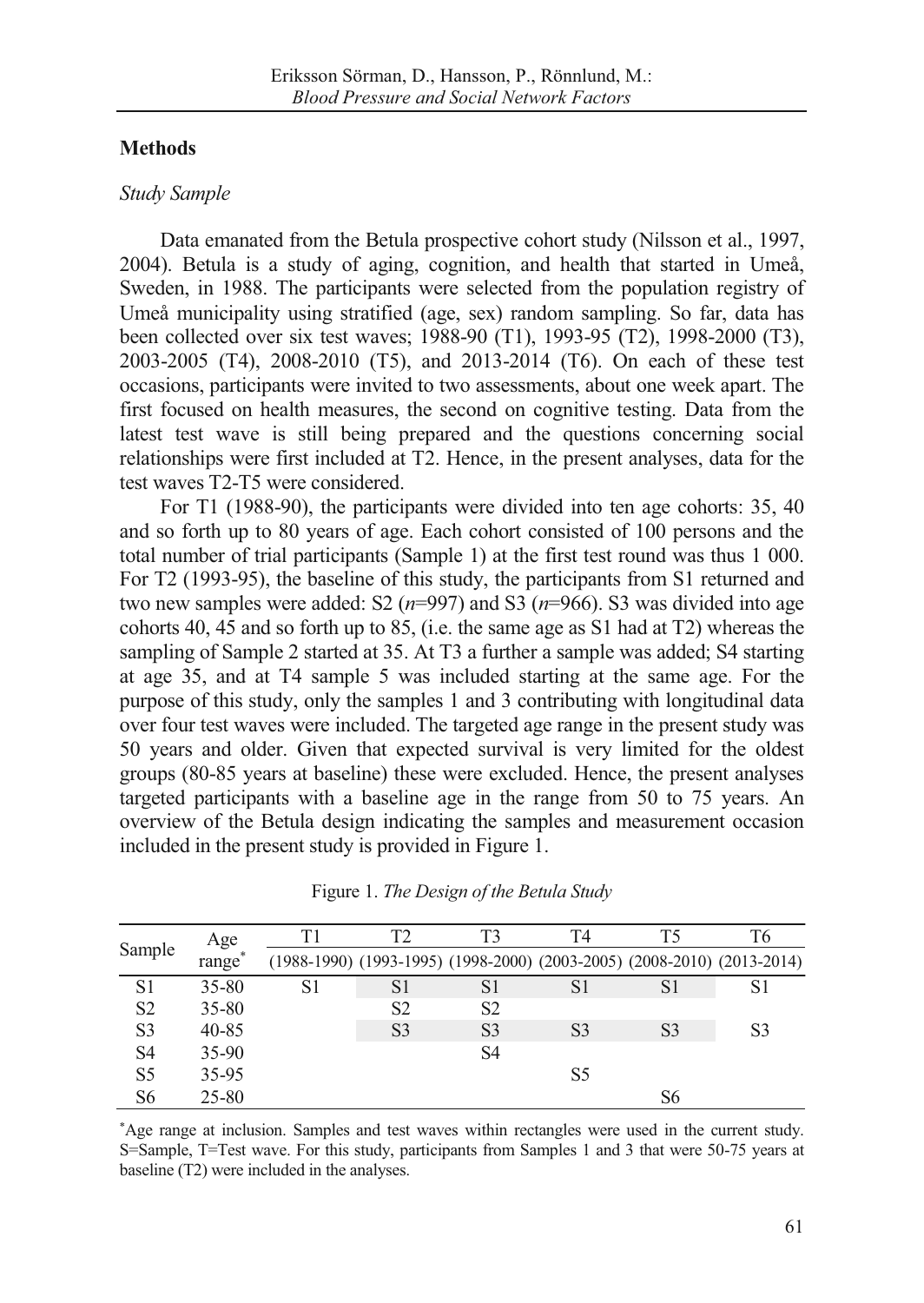## Methods

### *Study Sample*

Data emanated from the Betula prospective cohort study (Nilsson et al., 1997, 2004). Betula is a study of aging, cognition, and health that started in Umeå, Sweden, in 1988. The participants were selected from the population registry of Umeå municipality using stratified (age, sex) random sampling. So far, data has been collected over six test waves; 1988-90 (T1), 1993-95 (T2), 1998-2000 (T3), 2003-2005 (T4), 2008-2010 (T5), and 2013-2014 (T6). On each of these test occasions, participants were invited to two assessments, about one week apart. The first focused on health measures, the second on cognitive testing. Data from the latest test wave is still being prepared and the questions concerning social relationships were first included at T2. Hence, in the present analyses, data for the test waves T2-T5 were considered.

For T1 (1988-90), the participants were divided into ten age cohorts: 35, 40 and so forth up to 80 years of age. Each cohort consisted of 100 persons and the total number of trial participants (Sample 1) at the first test round was thus 1 000. For T2 (1993-95), the baseline of this study, the participants from S1 returned and two new samples were added: S2 (*n*=997) and S3 (*n*=966). S3 was divided into age cohorts 40, 45 and so forth up to 85, (i.e. the same age as S1 had at T2) whereas the sampling of Sample 2 started at 35. At T3 a further a sample was added; S4 starting at age 35, and at T4 sample 5 was included starting at the same age. For the purpose of this study, only the samples 1 and 3 contributing with longitudinal data over four test waves were included. The targeted age range in the present study was 50 years and older. Given that expected survival is very limited for the oldest groups (80-85 years at baseline) these were excluded. Hence, the present analyses targeted participants with a baseline age in the range from 50 to 75 years. An overview of the Betula design indicating the samples and measurement occasion included in the present study is provided in Figure 1.

Figure 1. *The Design of the Betula Study*

| Sample | Age range* | T1 (1988-1990) | T2 (1993-1995) | T3 (1998-2000) | T4 (2003-2005) | T5 (2008-2010) | T6 (2013-2014) |
|---|---|---|---|---|---|---|---|
| S1 | 35-80 | S1 | S1 | S1 | S1 | S1 | S1 |
| S2 | 35-80 | | S2 | S2 | | | |
| S3 | 40-85 | | S3 | S3 | S3 | S3 | S3 |
| S4 | 35-90 | | | S4 | | | |
| S5 | 35-95 | | | | S5 | | |
| S6 | 25-80 | | | | | S6 | |

*Age range at inclusion. Samples and test waves within rectangles were used in the current study. S=Sample, T=Test wave. For this study, participants from Samples 1 and 3 that were 50-75 years at baseline (T2) were included in the analyses.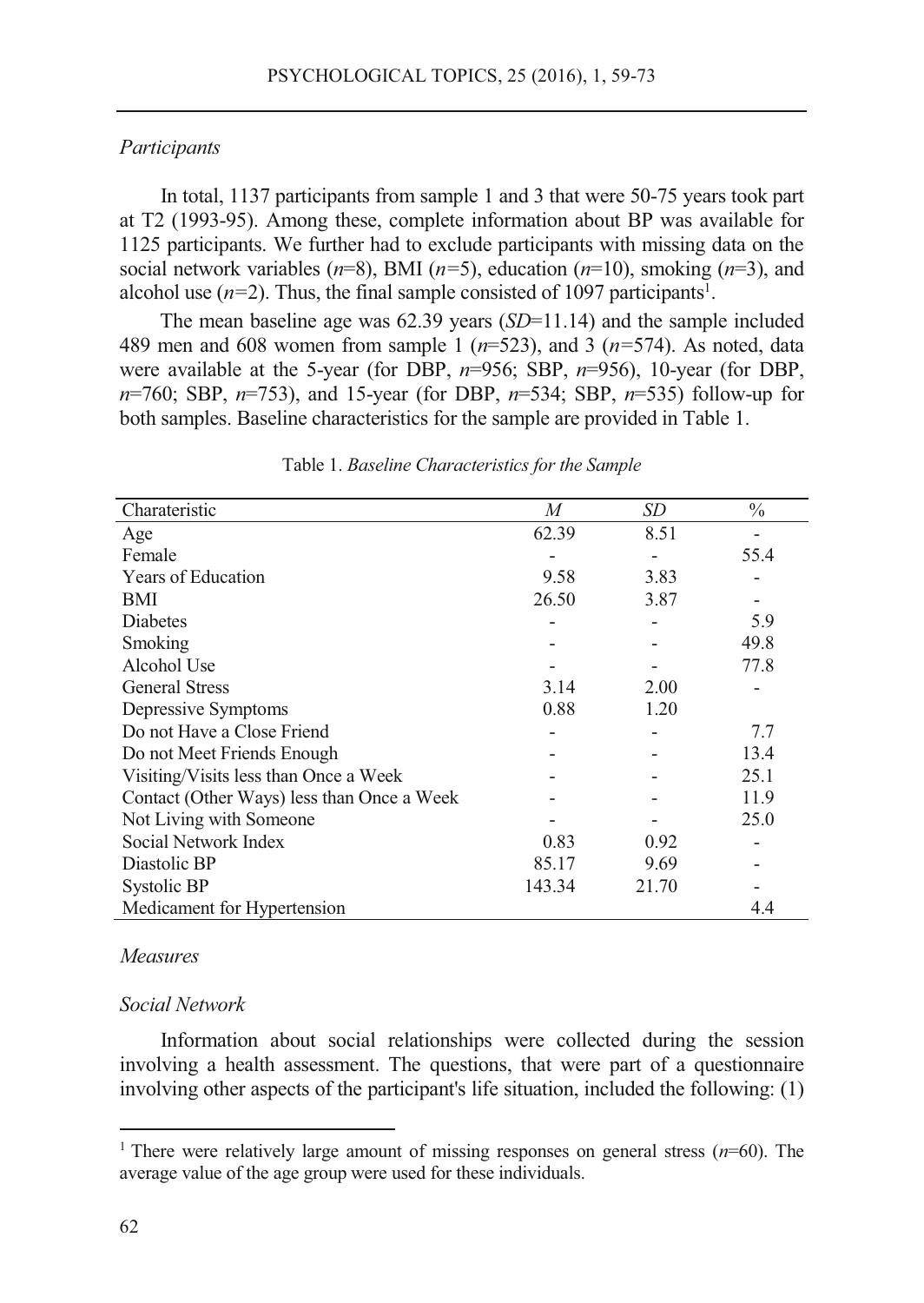*Participants*

In total, 1137 participants from sample 1 and 3 that were 50-75 years took part at T2 (1993-95). Among these, complete information about BP was available for 1125 participants. We further had to exclude participants with missing data on the social network variables (*n*=8), BMI (*n*=5), education (*n*=10), smoking (*n*=3), and alcohol use (*n*=2). Thus, the final sample consisted of 1097 participants[1].

The mean baseline age was 62.39 years (*SD*=11.14) and the sample included 489 men and 608 women from sample 1 (*n*=523), and 3 (*n*=574). As noted, data were available at the 5-year (for DBP, *n*=956; SBP, *n*=956), 10-year (for DBP, *n*=760; SBP, *n*=753), and 15-year (for DBP, *n*=534; SBP, *n*=535) follow-up for both samples. Baseline characteristics for the sample are provided in Table 1.

Table 1. *Baseline Characteristics for the Sample*

| Charateristic | *M* | *SD* | % |
|---|---|---|---|
| Age | 62.39 | 8.51 | - |
| Female | - | - | 55.4 |
| Years of Education | 9.58 | 3.83 | - |
| BMI | 26.50 | 3.87 | - |
| Diabetes | - | - | 5.9 |
| Smoking | - | - | 49.8 |
| Alcohol Use | - | - | 77.8 |
| General Stress | 3.14 | 2.00 | - |
| Depressive Symptoms | 0.88 | 1.20 | |
| Do not Have a Close Friend | - | - | 7.7 |
| Do not Meet Friends Enough | - | - | 13.4 |
| Visiting/Visits less than Once a Week | - | - | 25.1 |
| Contact (Other Ways) less than Once a Week | - | - | 11.9 |
| Not Living with Someone | - | - | 25.0 |
| Social Network Index | 0.83 | 0.92 | - |
| Diastolic BP | 85.17 | 9.69 | - |
| Systolic BP | 143.34 | 21.70 | - |
| Medicament for Hypertension | | | 4.4 |

*Measures*

*Social Network*

Information about social relationships were collected during the session involving a health assessment. The questions, that were part of a questionnaire involving other aspects of the participant's life situation, included the following: (1)

[1] There were relatively large amount of missing responses on general stress (*n*=60). The average value of the age group were used for these individuals.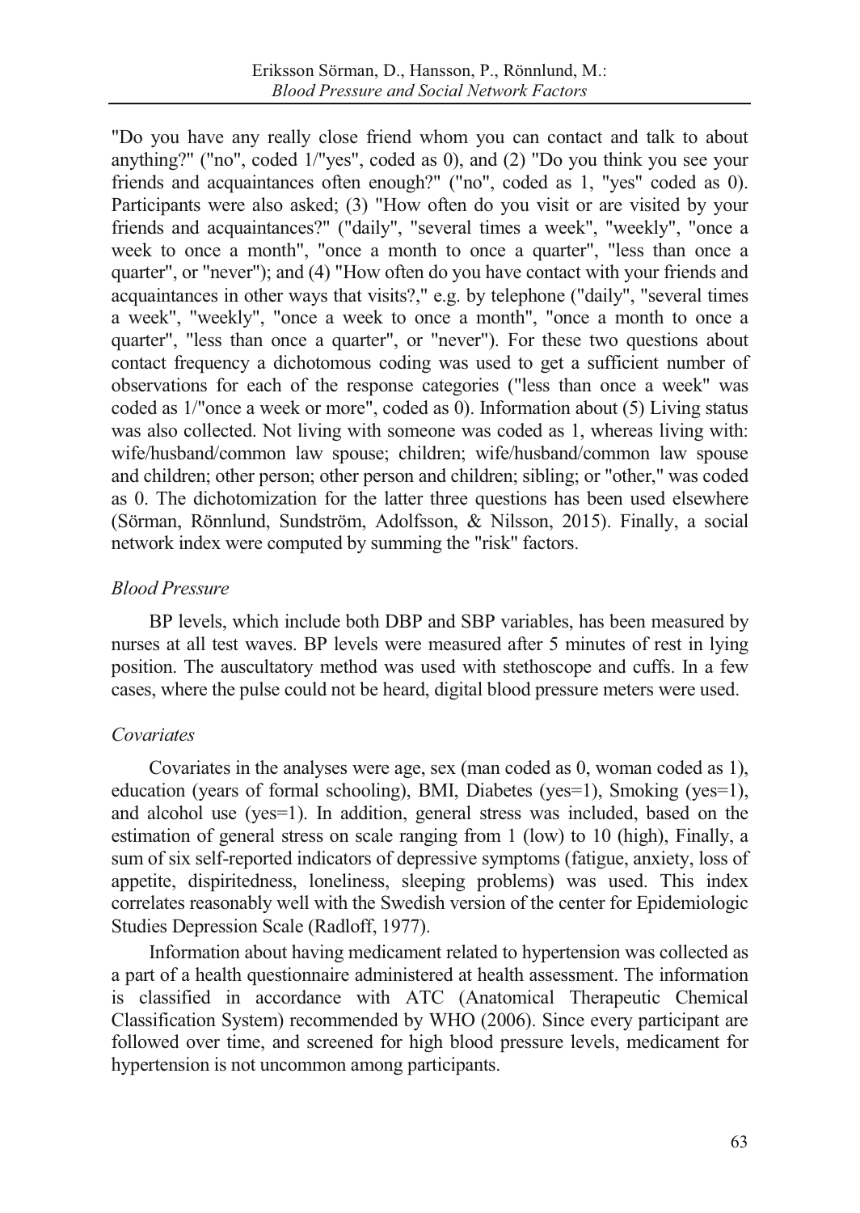"Do you have any really close friend whom you can contact and talk to about anything?" ("no", coded 1/"yes", coded as 0), and (2) "Do you think you see your friends and acquaintances often enough?" ("no", coded as 1, "yes" coded as 0). Participants were also asked; (3) "How often do you visit or are visited by your friends and acquaintances?" ("daily", "several times a week", "weekly", "once a week to once a month", "once a month to once a quarter", "less than once a quarter", or "never"); and (4) "How often do you have contact with your friends and acquaintances in other ways that visits?," e.g. by telephone ("daily", "several times a week", "weekly", "once a week to once a month", "once a month to once a quarter", "less than once a quarter", or "never"). For these two questions about contact frequency a dichotomous coding was used to get a sufficient number of observations for each of the response categories ("less than once a week" was coded as 1/"once a week or more", coded as 0). Information about (5) Living status was also collected. Not living with someone was coded as 1, whereas living with: wife/husband/common law spouse; children; wife/husband/common law spouse and children; other person; other person and children; sibling; or "other," was coded as 0. The dichotomization for the latter three questions has been used elsewhere (Sörman, Rönnlund, Sundström, Adolfsson, & Nilsson, 2015). Finally, a social network index were computed by summing the "risk" factors.

### *Blood Pressure*

BP levels, which include both DBP and SBP variables, has been measured by nurses at all test waves. BP levels were measured after 5 minutes of rest in lying position. The auscultatory method was used with stethoscope and cuffs. In a few cases, where the pulse could not be heard, digital blood pressure meters were used.

### *Covariates*

Covariates in the analyses were age, sex (man coded as 0, woman coded as 1), education (years of formal schooling), BMI, Diabetes (yes=1), Smoking (yes=1), and alcohol use (yes=1). In addition, general stress was included, based on the estimation of general stress on scale ranging from 1 (low) to 10 (high), Finally, a sum of six self-reported indicators of depressive symptoms (fatigue, anxiety, loss of appetite, dispiritedness, loneliness, sleeping problems) was used. This index correlates reasonably well with the Swedish version of the center for Epidemiologic Studies Depression Scale (Radloff, 1977).

Information about having medicament related to hypertension was collected as a part of a health questionnaire administered at health assessment. The information is classified in accordance with ATC (Anatomical Therapeutic Chemical Classification System) recommended by WHO (2006). Since every participant are followed over time, and screened for high blood pressure levels, medicament for hypertension is not uncommon among participants.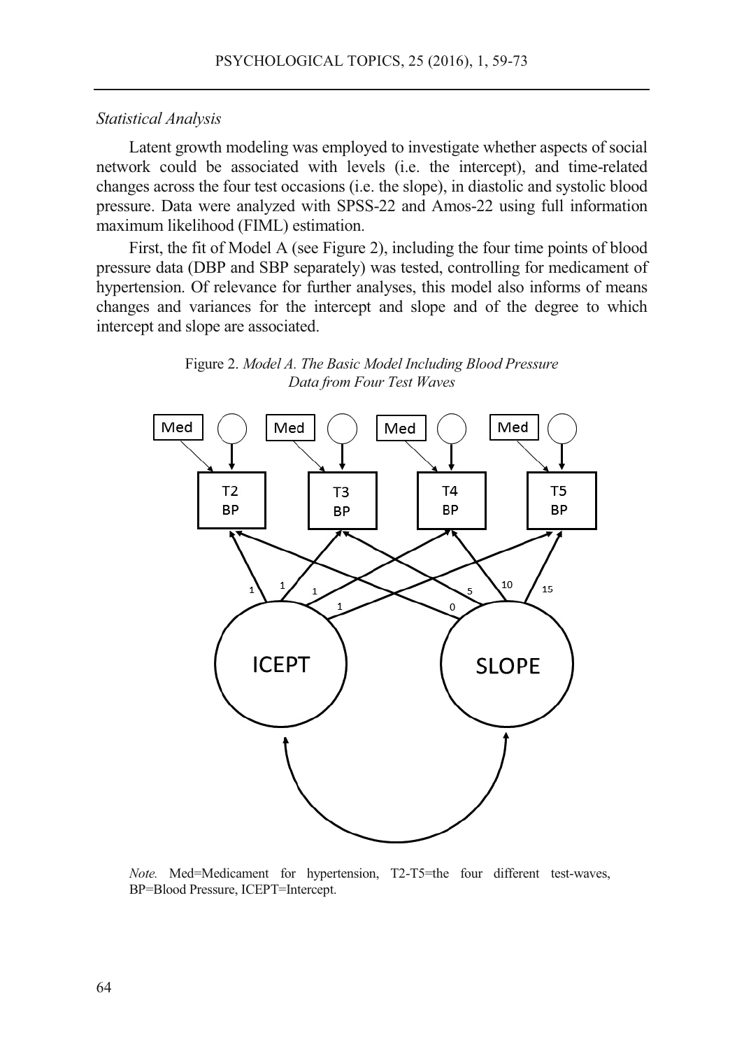*Statistical Analysis*

Latent growth modeling was employed to investigate whether aspects of social network could be associated with levels (i.e. the intercept), and time-related changes across the four test occasions (i.e. the slope), in diastolic and systolic blood pressure. Data were analyzed with SPSS-22 and Amos-22 using full information maximum likelihood (FIML) estimation.

First, the fit of Model A (see Figure 2), including the four time points of blood pressure data (DBP and SBP separately) was tested, controlling for medicament of hypertension. Of relevance for further analyses, this model also informs of means changes and variances for the intercept and slope and of the degree to which intercept and slope are associated.

Figure 2. *Model A. The Basic Model Including Blood Pressure Data from Four Test Waves*

*Note.* Med=Medicament for hypertension, T2-T5=the four different test-waves, BP=Blood Pressure, ICEPT=Intercept.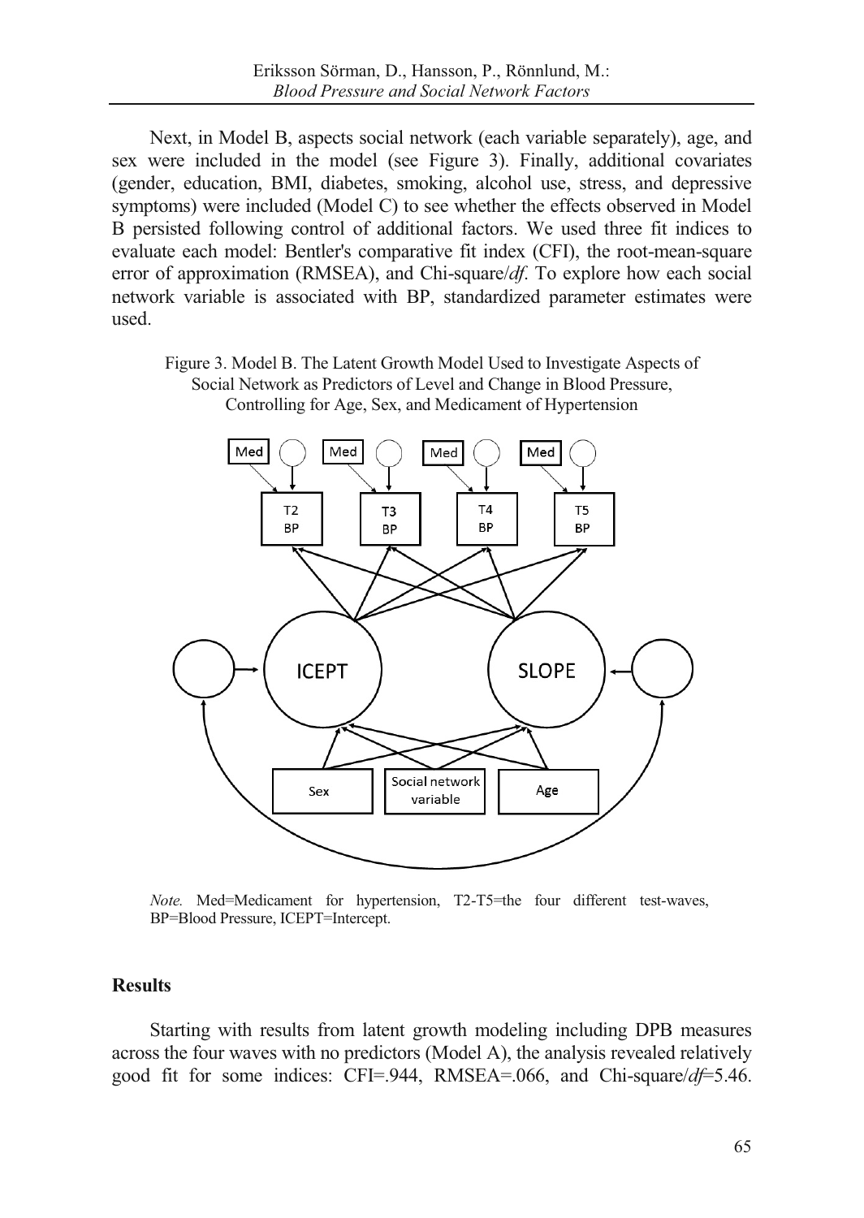Next, in Model B, aspects social network (each variable separately), age, and sex were included in the model (see Figure 3). Finally, additional covariates (gender, education, BMI, diabetes, smoking, alcohol use, stress, and depressive symptoms) were included (Model C) to see whether the effects observed in Model B persisted following control of additional factors. We used three fit indices to evaluate each model: Bentler's comparative fit index (CFI), the root-mean-square error of approximation (RMSEA), and Chi-square/*df*. To explore how each social network variable is associated with BP, standardized parameter estimates were used.

Figure 3. Model B. The Latent Growth Model Used to Investigate Aspects of Social Network as Predictors of Level and Change in Blood Pressure, Controlling for Age, Sex, and Medicament of Hypertension

*Note.* Med=Medicament for hypertension, T2-T5=the four different test-waves, BP=Blood Pressure, ICEPT=Intercept.

## Results

Starting with results from latent growth modeling including DPB measures across the four waves with no predictors (Model A), the analysis revealed relatively good fit for some indices: CFI=.944, RMSEA=.066, and Chi-square/*df*=5.46.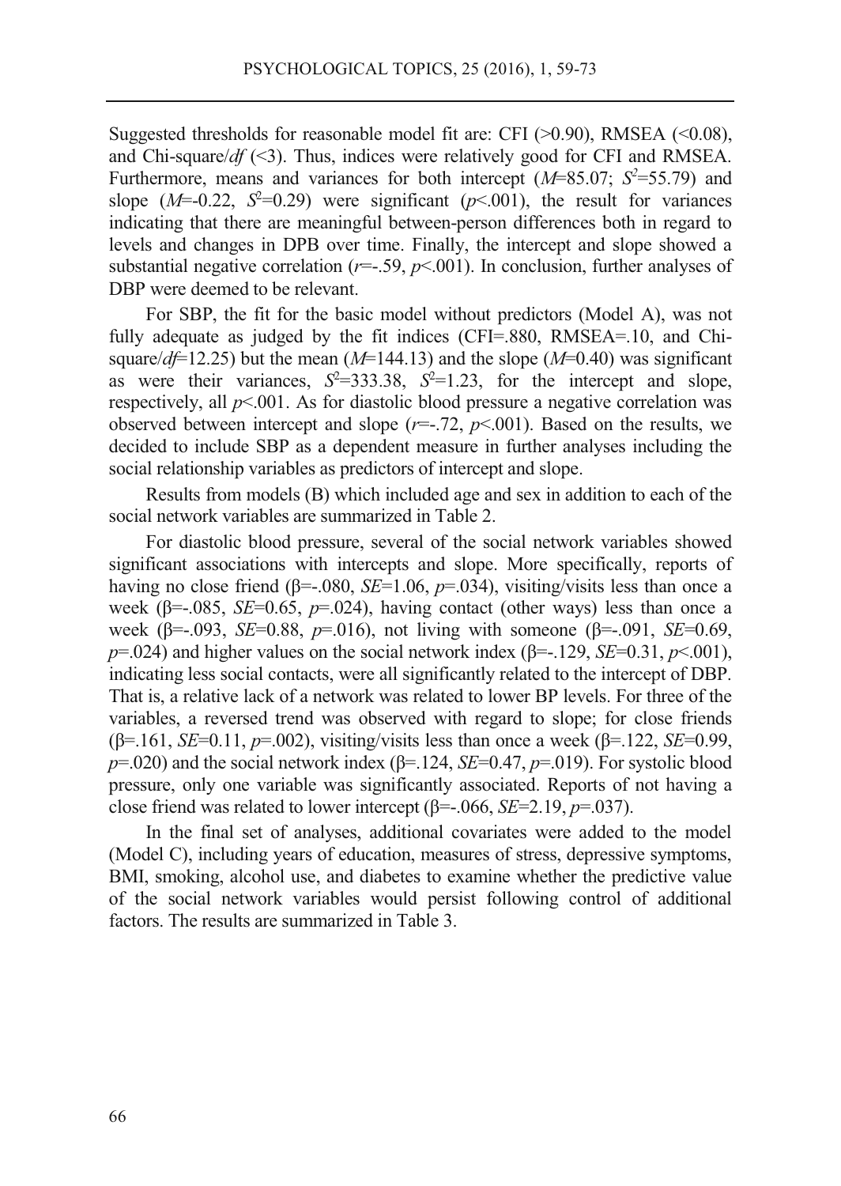Suggested thresholds for reasonable model fit are: CFI (>0.90), RMSEA (<0.08), and Chi-square/*df* (<3). Thus, indices were relatively good for CFI and RMSEA. Furthermore, means and variances for both intercept ($M$=85.07; $S^2$=55.79) and slope ($M$=-0.22, $S^2$=0.29) were significant ($p$<.001), the result for variances indicating that there are meaningful between-person differences both in regard to levels and changes in DPB over time. Finally, the intercept and slope showed a substantial negative correlation ($r$=-.59, $p$<.001). In conclusion, further analyses of DBP were deemed to be relevant.

For SBP, the fit for the basic model without predictors (Model A), was not fully adequate as judged by the fit indices (CFI=.880, RMSEA=.10, and Chi-square/*df*=12.25) but the mean ($M$=144.13) and the slope ($M$=0.40) was significant as were their variances, $S^2$=333.38, $S^2$=1.23, for the intercept and slope, respectively, all $p$<.001. As for diastolic blood pressure a negative correlation was observed between intercept and slope ($r$=-.72, $p$<.001). Based on the results, we decided to include SBP as a dependent measure in further analyses including the social relationship variables as predictors of intercept and slope.

Results from models (B) which included age and sex in addition to each of the social network variables are summarized in Table 2.

For diastolic blood pressure, several of the social network variables showed significant associations with intercepts and slope. More specifically, reports of having no close friend (β=-.080, $SE$=1.06, $p$=.034), visiting/visits less than once a week (β=-.085, $SE$=0.65, $p$=.024), having contact (other ways) less than once a week (β=-.093, $SE$=0.88, $p$=.016), not living with someone (β=-.091, $SE$=0.69, $p$=.024) and higher values on the social network index (β=-.129, $SE$=0.31, $p$<.001), indicating less social contacts, were all significantly related to the intercept of DBP. That is, a relative lack of a network was related to lower BP levels. For three of the variables, a reversed trend was observed with regard to slope; for close friends (β=.161, $SE$=0.11, $p$=.002), visiting/visits less than once a week (β=.122, $SE$=0.99, $p$=.020) and the social network index (β=.124, $SE$=0.47, $p$=.019). For systolic blood pressure, only one variable was significantly associated. Reports of not having a close friend was related to lower intercept (β=-.066, $SE$=2.19, $p$=.037).

In the final set of analyses, additional covariates were added to the model (Model C), including years of education, measures of stress, depressive symptoms, BMI, smoking, alcohol use, and diabetes to examine whether the predictive value of the social network variables would persist following control of additional factors. The results are summarized in Table 3.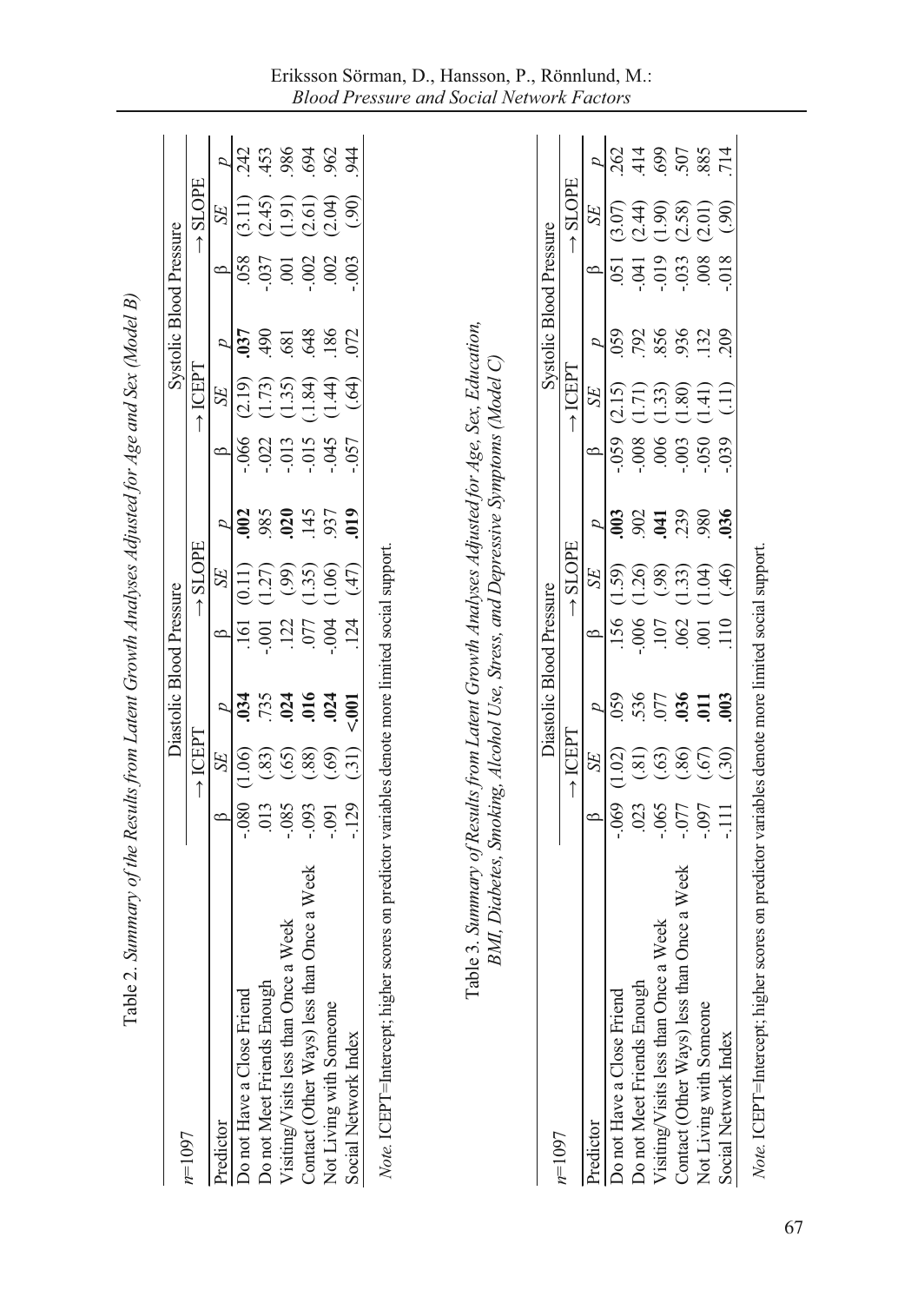Table 2. *Summary of the Results from Latent Growth Analyses Adjusted for Age and Sex (Model B)*

| *n*=1097 | Diastolic Blood Pressure | | | | | | Systolic Blood Pressure | | | | | |
|---|---|---|---|---|---|---|---|---|---|---|---|---|
| | → ICEPT | | | → SLOPE | | | → ICEPT | | | → SLOPE | | |
| Predictor | β | *SE* | *p* | β | *SE* | *p* | β | *SE* | *p* | β | *SE* | *p* |
| Do not Have a Close Friend | -.080 | (1.06) | **.034** | .161 | (0.11) | **.002** | -.066 | (2.19) | **.037** | .058 | (3.11) | .242 |
| Do not Meet Friends Enough | .013 | (.83) | .735 | -.001 | (1.27) | .985 | -.022 | (1.73) | .490 | -.037 | (2.45) | .453 |
| Visiting/Visits less than Once a Week | -.085 | (.65) | **.024** | .122 | (.99) | **.020** | -.013 | (1.35) | .681 | .001 | (1.91) | .986 |
| Contact (Other Ways) less than Once a Week | -.093 | (.88) | **.016** | .077 | (1.35) | .145 | -.015 | (.1.84) | .648 | -.002 | (2.61) | .694 |
| Not Living with Someone | -.091 | (.69) | **.024** | -.004 | (1.06) | .937 | -.045 | (1.44) | .186 | .002 | (2.04) | .962 |
| Social Network Index | -.129 | (.31) | **<.001** | .124 | (.47) | **.019** | -.057 | (.64) | .072 | -.003 | (.90) | .944 |

*Note.* ICEPT=Intercept; higher scores on predictor variables denote more limited social support.

Table 3. *Summary of Results from Latent Growth Analyses Adjusted for Age, Sex, Education, BMI, Diabetes, Smoking, Alcohol Use, Stress, and Depressive Symptoms (Model C)*

| *n*=1097 | Diastolic Blood Pressure | | | | | | Systolic Blood Pressure | | | | | |
|---|---|---|---|---|---|---|---|---|---|---|---|---|
| | → ICEPT | | | → SLOPE | | | → ICEPT | | | → SLOPE | | |
| Predictor | β | *SE* | *p* | β | *SE* | *p* | β | *SE* | *p* | β | *SE* | *p* |
| Do not Have a Close Friend | -.069 | (1.02) | .059 | .156 | (1.59) | **.003** | -.059 | (2.15) | .059 | .051 | (3.07) | .262 |
| Do not Meet Friends Enough | .023 | (.81) | .536 | -.006 | (1.26) | .902 | -.008 | (1.71) | .792 | -.041 | (2.44) | .414 |
| Visiting/Visits less than Once a Week | -.065 | (.63) | .077 | .107 | (.98) | **.041** | .006 | (1.33) | .856 | -.019 | (1.90) | .699 |
| Contact (Other Ways) less than Once a Week | -.077 | (.86) | **.036** | .062 | (1.33) | .239 | -.003 | (1.80) | .936 | -.033 | (2.58) | .507 |
| Not Living with Someone | -.097 | (.67) | **.011** | .001 | (1.04) | .980 | -.050 | (1.41) | .132 | .008 | (2.01) | .885 |
| Social Network Index | -.111 | (.30) | **.003** | .110 | (.46) | **.036** | -.039 | (.11) | .209 | -.018 | (.90) | .714 |

*Note.* ICEPT=Intercept; higher scores on predictor variables denote more limited social support.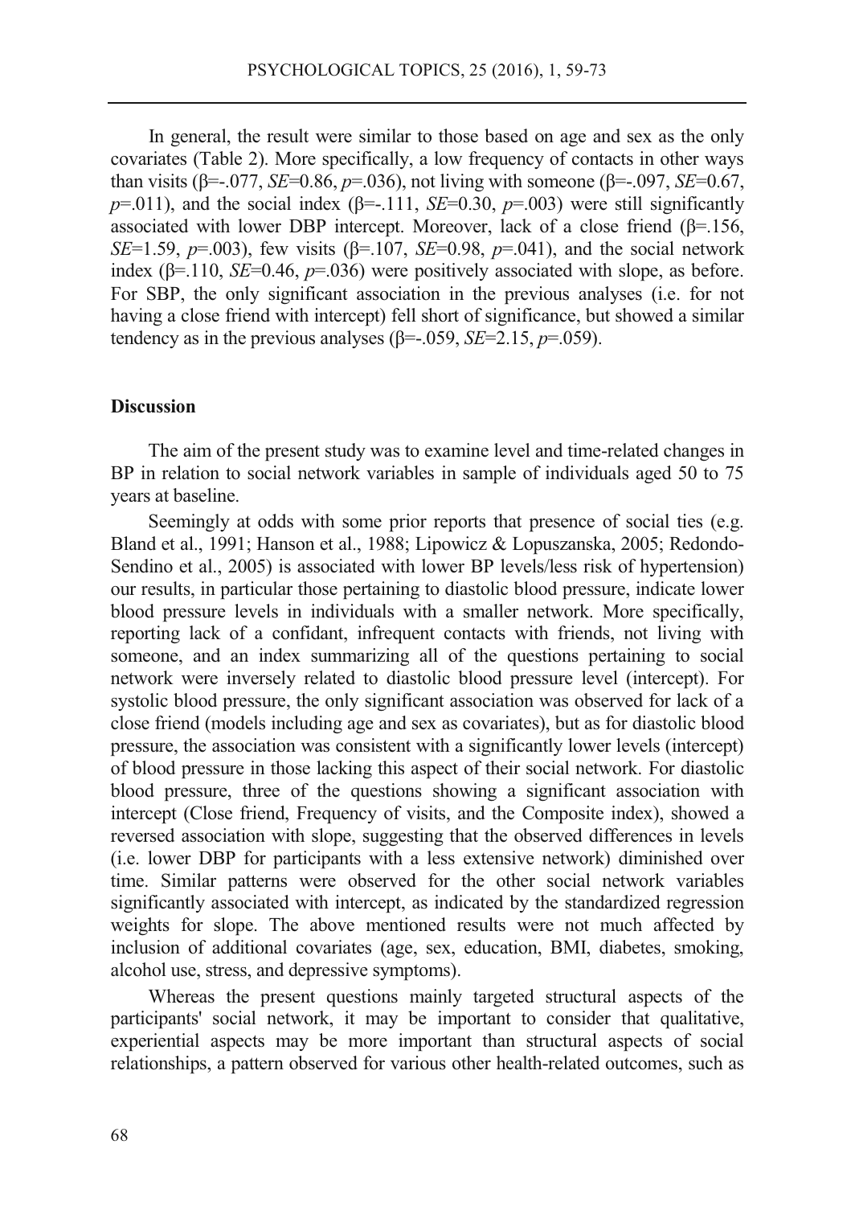In general, the result were similar to those based on age and sex as the only covariates (Table 2). More specifically, a low frequency of contacts in other ways than visits ($\beta$=-.077, *SE*=0.86, *p*=.036), not living with someone ($\beta$=-.097, *SE*=0.67, *p*=.011), and the social index ($\beta$=-.111, *SE*=0.30, *p*=.003) were still significantly associated with lower DBP intercept. Moreover, lack of a close friend ($\beta$=.156, *SE*=1.59, *p*=.003), few visits ($\beta$=.107, *SE*=0.98, *p*=.041), and the social network index ($\beta$=.110, *SE*=0.46, *p*=.036) were positively associated with slope, as before. For SBP, the only significant association in the previous analyses (i.e. for not having a close friend with intercept) fell short of significance, but showed a similar tendency as in the previous analyses ($\beta$=-.059, *SE*=2.15, *p*=.059).

## Discussion

The aim of the present study was to examine level and time-related changes in BP in relation to social network variables in sample of individuals aged 50 to 75 years at baseline.

Seemingly at odds with some prior reports that presence of social ties (e.g. Bland et al., 1991; Hanson et al., 1988; Lipowicz & Lopuszanska, 2005; Redondo-Sendino et al., 2005) is associated with lower BP levels/less risk of hypertension) our results, in particular those pertaining to diastolic blood pressure, indicate lower blood pressure levels in individuals with a smaller network. More specifically, reporting lack of a confidant, infrequent contacts with friends, not living with someone, and an index summarizing all of the questions pertaining to social network were inversely related to diastolic blood pressure level (intercept). For systolic blood pressure, the only significant association was observed for lack of a close friend (models including age and sex as covariates), but as for diastolic blood pressure, the association was consistent with a significantly lower levels (intercept) of blood pressure in those lacking this aspect of their social network. For diastolic blood pressure, three of the questions showing a significant association with intercept (Close friend, Frequency of visits, and the Composite index), showed a reversed association with slope, suggesting that the observed differences in levels (i.e. lower DBP for participants with a less extensive network) diminished over time. Similar patterns were observed for the other social network variables significantly associated with intercept, as indicated by the standardized regression weights for slope. The above mentioned results were not much affected by inclusion of additional covariates (age, sex, education, BMI, diabetes, smoking, alcohol use, stress, and depressive symptoms).

Whereas the present questions mainly targeted structural aspects of the participants' social network, it may be important to consider that qualitative, experiential aspects may be more important than structural aspects of social relationships, a pattern observed for various other health-related outcomes, such as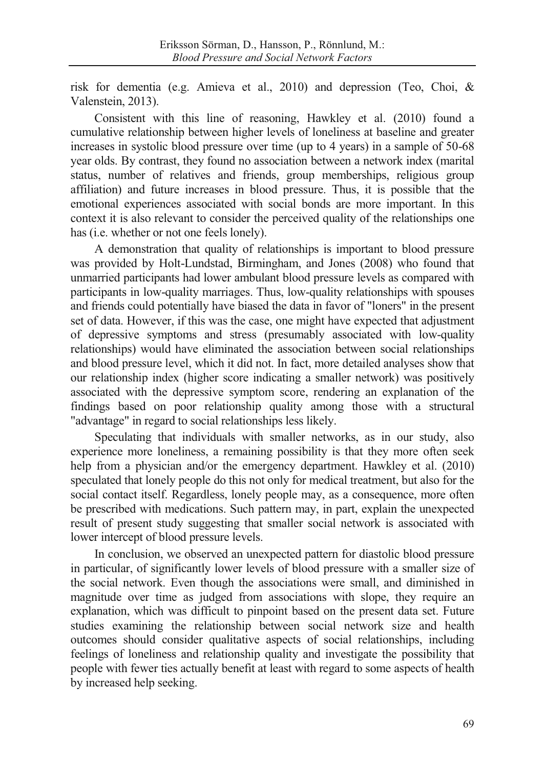risk for dementia (e.g. Amieva et al., 2010) and depression (Teo, Choi, & Valenstein, 2013).

Consistent with this line of reasoning, Hawkley et al. (2010) found a cumulative relationship between higher levels of loneliness at baseline and greater increases in systolic blood pressure over time (up to 4 years) in a sample of 50-68 year olds. By contrast, they found no association between a network index (marital status, number of relatives and friends, group memberships, religious group affiliation) and future increases in blood pressure. Thus, it is possible that the emotional experiences associated with social bonds are more important. In this context it is also relevant to consider the perceived quality of the relationships one has (i.e. whether or not one feels lonely).

A demonstration that quality of relationships is important to blood pressure was provided by Holt-Lundstad, Birmingham, and Jones (2008) who found that unmarried participants had lower ambulant blood pressure levels as compared with participants in low-quality marriages. Thus, low-quality relationships with spouses and friends could potentially have biased the data in favor of "loners" in the present set of data. However, if this was the case, one might have expected that adjustment of depressive symptoms and stress (presumably associated with low-quality relationships) would have eliminated the association between social relationships and blood pressure level, which it did not. In fact, more detailed analyses show that our relationship index (higher score indicating a smaller network) was positively associated with the depressive symptom score, rendering an explanation of the findings based on poor relationship quality among those with a structural "advantage" in regard to social relationships less likely.

Speculating that individuals with smaller networks, as in our study, also experience more loneliness, a remaining possibility is that they more often seek help from a physician and/or the emergency department. Hawkley et al. (2010) speculated that lonely people do this not only for medical treatment, but also for the social contact itself. Regardless, lonely people may, as a consequence, more often be prescribed with medications. Such pattern may, in part, explain the unexpected result of present study suggesting that smaller social network is associated with lower intercept of blood pressure levels.

In conclusion, we observed an unexpected pattern for diastolic blood pressure in particular, of significantly lower levels of blood pressure with a smaller size of the social network. Even though the associations were small, and diminished in magnitude over time as judged from associations with slope, they require an explanation, which was difficult to pinpoint based on the present data set. Future studies examining the relationship between social network size and health outcomes should consider qualitative aspects of social relationships, including feelings of loneliness and relationship quality and investigate the possibility that people with fewer ties actually benefit at least with regard to some aspects of health by increased help seeking.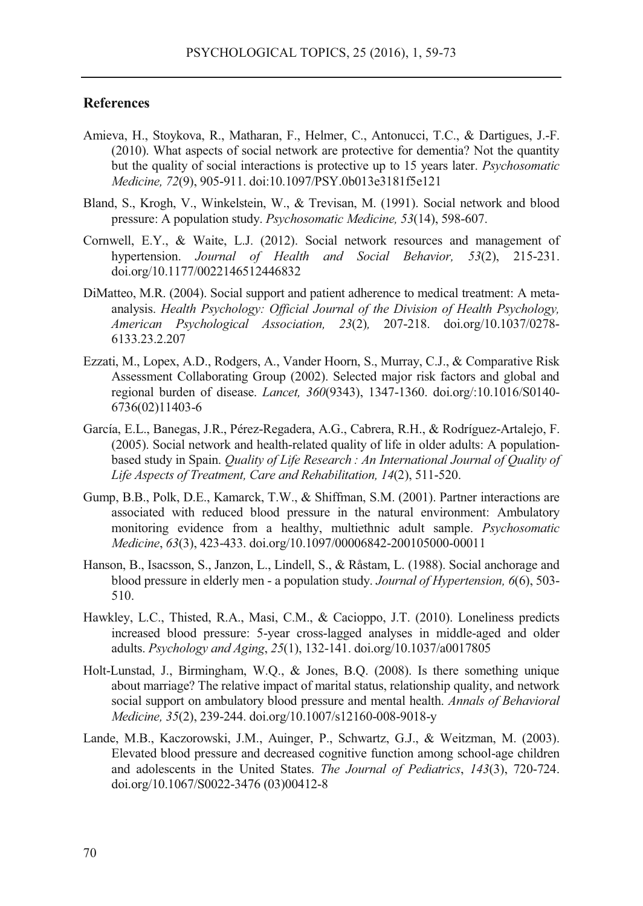## References

Amieva, H., Stoykova, R., Matharan, F., Helmer, C., Antonucci, T.C., & Dartigues, J.-F. (2010). What aspects of social network are protective for dementia? Not the quantity but the quality of social interactions is protective up to 15 years later. *Psychosomatic Medicine, 72*(9), 905-911. doi:10.1097/PSY.0b013e3181f5e121

Bland, S., Krogh, V., Winkelstein, W., & Trevisan, M. (1991). Social network and blood pressure: A population study. *Psychosomatic Medicine, 53*(14), 598-607.

Cornwell, E.Y., & Waite, L.J. (2012). Social network resources and management of hypertension. *Journal of Health and Social Behavior, 53*(2), 215-231. doi.org/10.1177/0022146512446832

DiMatteo, M.R. (2004). Social support and patient adherence to medical treatment: A meta-analysis. *Health Psychology: Official Journal of the Division of Health Psychology, American Psychological Association, 23*(2), 207-218. doi.org/10.1037/0278-6133.23.2.207

Ezzati, M., Lopex, A.D., Rodgers, A., Vander Hoorn, S., Murray, C.J., & Comparative Risk Assessment Collaborating Group (2002). Selected major risk factors and global and regional burden of disease. *Lancet, 360*(9343), 1347-1360. doi.org/:10.1016/S0140-6736(02)11403-6

García, E.L., Banegas, J.R., Pérez-Regadera, A.G., Cabrera, R.H., & Rodríguez-Artalejo, F. (2005). Social network and health-related quality of life in older adults: A population-based study in Spain. *Quality of Life Research : An International Journal of Quality of Life Aspects of Treatment, Care and Rehabilitation, 14*(2), 511-520.

Gump, B.B., Polk, D.E., Kamarck, T.W., & Shiffman, S.M. (2001). Partner interactions are associated with reduced blood pressure in the natural environment: Ambulatory monitoring evidence from a healthy, multiethnic adult sample. *Psychosomatic Medicine*, *63*(3), 423-433. doi.org/10.1097/00006842-200105000-00011

Hanson, B., Isacsson, S., Janzon, L., Lindell, S., & Råstam, L. (1988). Social anchorage and blood pressure in elderly men - a population study. *Journal of Hypertension, 6*(6), 503-510.

Hawkley, L.C., Thisted, R.A., Masi, C.M., & Cacioppo, J.T. (2010). Loneliness predicts increased blood pressure: 5-year cross-lagged analyses in middle-aged and older adults. *Psychology and Aging*, *25*(1), 132-141. doi.org/10.1037/a0017805

Holt-Lunstad, J., Birmingham, W.Q., & Jones, B.Q. (2008). Is there something unique about marriage? The relative impact of marital status, relationship quality, and network social support on ambulatory blood pressure and mental health. *Annals of Behavioral Medicine, 35*(2), 239-244. doi.org/10.1007/s12160-008-9018-y

Lande, M.B., Kaczorowski, J.M., Auinger, P., Schwartz, G.J., & Weitzman, M. (2003). Elevated blood pressure and decreased cognitive function among school-age children and adolescents in the United States. *The Journal of Pediatrics*, *143*(3), 720-724. doi.org/10.1067/S0022-3476 (03)00412-8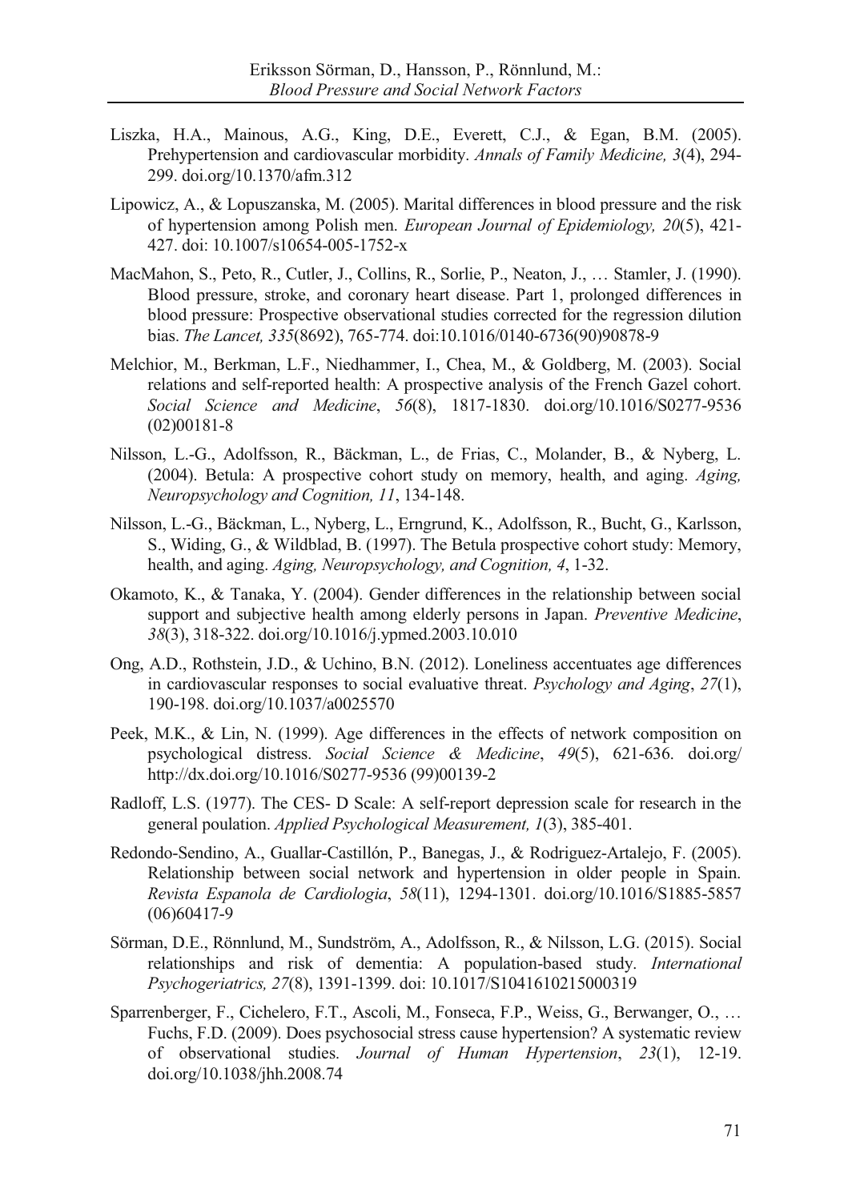Liszka, H.A., Mainous, A.G., King, D.E., Everett, C.J., & Egan, B.M. (2005). Prehypertension and cardiovascular morbidity. *Annals of Family Medicine, 3*(4), 294-299. doi.org/10.1370/afm.312

Lipowicz, A., & Lopuszanska, M. (2005). Marital differences in blood pressure and the risk of hypertension among Polish men. *European Journal of Epidemiology, 20*(5), 421-427. doi: 10.1007/s10654-005-1752-x

MacMahon, S., Peto, R., Cutler, J., Collins, R., Sorlie, P., Neaton, J., … Stamler, J. (1990). Blood pressure, stroke, and coronary heart disease. Part 1, prolonged differences in blood pressure: Prospective observational studies corrected for the regression dilution bias. *The Lancet, 335*(8692), 765-774. doi:10.1016/0140-6736(90)90878-9

Melchior, M., Berkman, L.F., Niedhammer, I., Chea, M., & Goldberg, M. (2003). Social relations and self-reported health: A prospective analysis of the French Gazel cohort. *Social Science and Medicine*, *56*(8), 1817-1830. doi.org/10.1016/S0277-9536 (02)00181-8

Nilsson, L.-G., Adolfsson, R., Bäckman, L., de Frias, C., Molander, B., & Nyberg, L. (2004). Betula: A prospective cohort study on memory, health, and aging. *Aging, Neuropsychology and Cognition, 11*, 134-148.

Nilsson, L.-G., Bäckman, L., Nyberg, L., Erngrund, K., Adolfsson, R., Bucht, G., Karlsson, S., Widing, G., & Wildblad, B. (1997). The Betula prospective cohort study: Memory, health, and aging. *Aging, Neuropsychology, and Cognition, 4*, 1-32.

Okamoto, K., & Tanaka, Y. (2004). Gender differences in the relationship between social support and subjective health among elderly persons in Japan. *Preventive Medicine*, *38*(3), 318-322. doi.org/10.1016/j.ypmed.2003.10.010

Ong, A.D., Rothstein, J.D., & Uchino, B.N. (2012). Loneliness accentuates age differences in cardiovascular responses to social evaluative threat. *Psychology and Aging*, *27*(1), 190-198. doi.org/10.1037/a0025570

Peek, M.K., & Lin, N. (1999). Age differences in the effects of network composition on psychological distress. *Social Science & Medicine*, *49*(5), 621-636. doi.org/ http://dx.doi.org/10.1016/S0277-9536 (99)00139-2

Radloff, L.S. (1977). The CES- D Scale: A self-report depression scale for research in the general poulation. *Applied Psychological Measurement, 1*(3), 385-401.

Redondo-Sendino, A., Guallar-Castillón, P., Banegas, J., & Rodriguez-Artalejo, F. (2005). Relationship between social network and hypertension in older people in Spain. *Revista Espanola de Cardiologia*, *58*(11), 1294-1301. doi.org/10.1016/S1885-5857 (06)60417-9

Sörman, D.E., Rönnlund, M., Sundström, A., Adolfsson, R., & Nilsson, L.G. (2015). Social relationships and risk of dementia: A population-based study. *International Psychogeriatrics, 27*(8), 1391-1399. doi: 10.1017/S1041610215000319

Sparrenberger, F., Cichelero, F.T., Ascoli, M., Fonseca, F.P., Weiss, G., Berwanger, O., … Fuchs, F.D. (2009). Does psychosocial stress cause hypertension? A systematic review of observational studies. *Journal of Human Hypertension*, *23*(1), 12-19. doi.org/10.1038/jhh.2008.74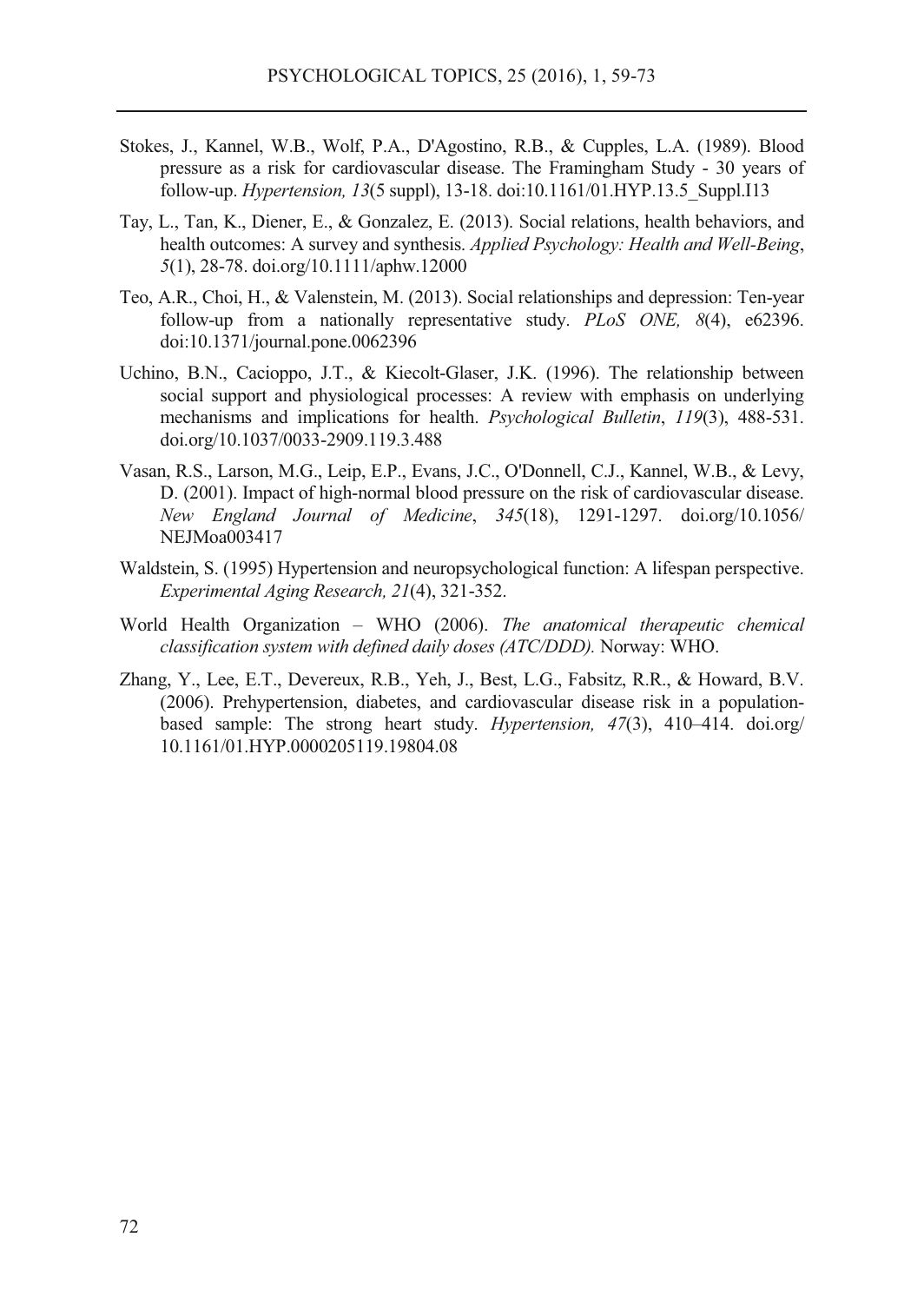Stokes, J., Kannel, W.B., Wolf, P.A., D'Agostino, R.B., & Cupples, L.A. (1989). Blood pressure as a risk for cardiovascular disease. The Framingham Study - 30 years of follow-up. *Hypertension, 13*(5 suppl), 13-18. doi:10.1161/01.HYP.13.5_Suppl.I13

Tay, L., Tan, K., Diener, E., & Gonzalez, E. (2013). Social relations, health behaviors, and health outcomes: A survey and synthesis. *Applied Psychology: Health and Well-Being*, *5*(1), 28-78. doi.org/10.1111/aphw.12000

Teo, A.R., Choi, H., & Valenstein, M. (2013). Social relationships and depression: Ten-year follow-up from a nationally representative study. *PLoS ONE, 8*(4), e62396. doi:10.1371/journal.pone.0062396

Uchino, B.N., Cacioppo, J.T., & Kiecolt-Glaser, J.K. (1996). The relationship between social support and physiological processes: A review with emphasis on underlying mechanisms and implications for health. *Psychological Bulletin*, *119*(3), 488-531. doi.org/10.1037/0033-2909.119.3.488

Vasan, R.S., Larson, M.G., Leip, E.P., Evans, J.C., O'Donnell, C.J., Kannel, W.B., & Levy, D. (2001). Impact of high-normal blood pressure on the risk of cardiovascular disease. *New England Journal of Medicine*, *345*(18), 1291-1297. doi.org/10.1056/NEJMoa003417

Waldstein, S. (1995) Hypertension and neuropsychological function: A lifespan perspective. *Experimental Aging Research, 21*(4), 321-352.

World Health Organization – WHO (2006). *The anatomical therapeutic chemical classification system with defined daily doses (ATC/DDD).* Norway: WHO.

Zhang, Y., Lee, E.T., Devereux, R.B., Yeh, J., Best, L.G., Fabsitz, R.R., & Howard, B.V. (2006). Prehypertension, diabetes, and cardiovascular disease risk in a population-based sample: The strong heart study. *Hypertension, 47*(3), 410–414. doi.org/10.1161/01.HYP.0000205119.19804.08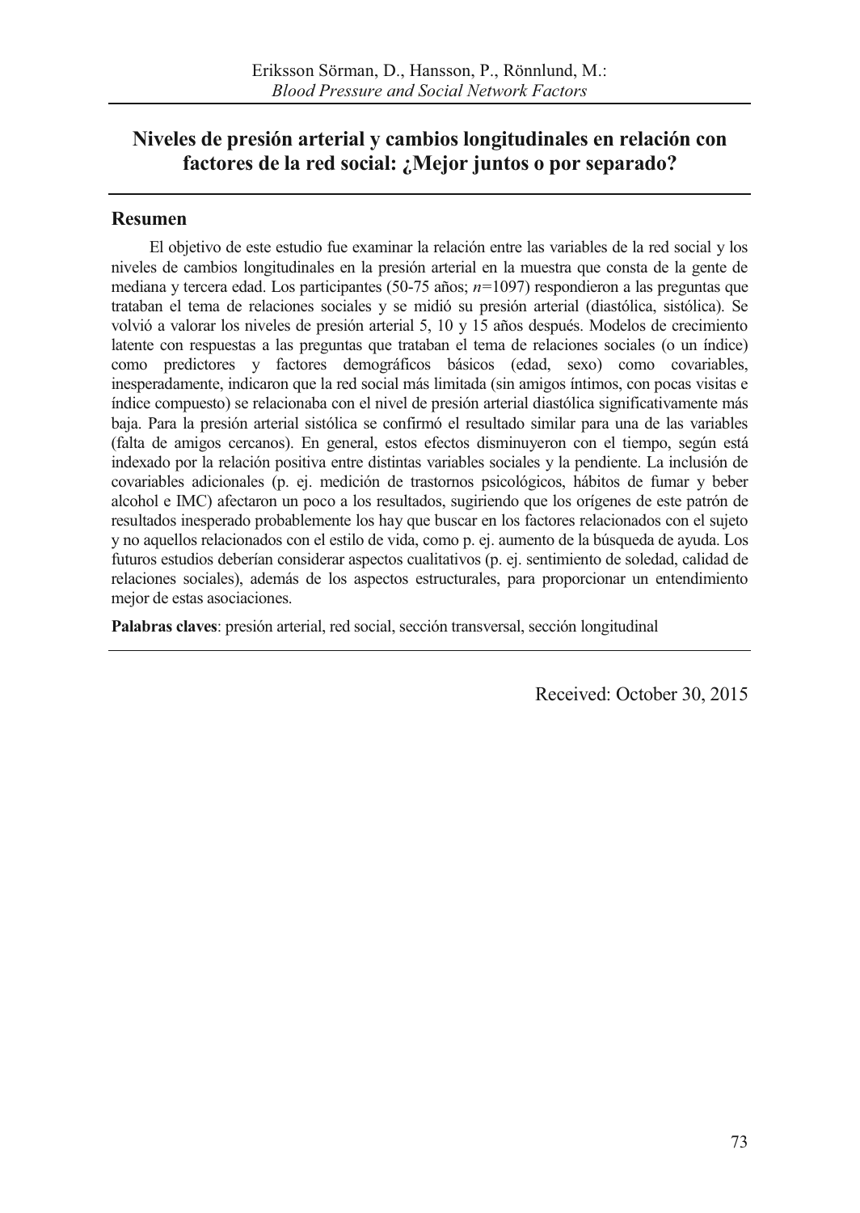# Niveles de presión arterial y cambios longitudinales en relación con factores de la red social: ¿Mejor juntos o por separado?

## Resumen

El objetivo de este estudio fue examinar la relación entre las variables de la red social y los niveles de cambios longitudinales en la presión arterial en la muestra que consta de la gente de mediana y tercera edad. Los participantes (50-75 años; $n$=1097) respondieron a las preguntas que trataban el tema de relaciones sociales y se midió su presión arterial (diastólica, sistólica). Se volvió a valorar los niveles de presión arterial 5, 10 y 15 años después. Modelos de crecimiento latente con respuestas a las preguntas que trataban el tema de relaciones sociales (o un índice) como predictores y factores demográficos básicos (edad, sexo) como covariables, inesperadamente, indicaron que la red social más limitada (sin amigos íntimos, con pocas visitas e índice compuesto) se relacionaba con el nivel de presión arterial diastólica significativamente más baja. Para la presión arterial sistólica se confirmó el resultado similar para una de las variables (falta de amigos cercanos). En general, estos efectos disminuyeron con el tiempo, según está indexado por la relación positiva entre distintas variables sociales y la pendiente. La inclusión de covariables adicionales (p. ej. medición de trastornos psicológicos, hábitos de fumar y beber alcohol e IMC) afectaron un poco a los resultados, sugiriendo que los orígenes de este patrón de resultados inesperado probablemente los hay que buscar en los factores relacionados con el sujeto y no aquellos relacionados con el estilo de vida, como p. ej. aumento de la búsqueda de ayuda. Los futuros estudios deberían considerar aspectos cualitativos (p. ej. sentimiento de soledad, calidad de relaciones sociales), además de los aspectos estructurales, para proporcionar un entendimiento mejor de estas asociaciones.

**Palabras claves**: presión arterial, red social, sección transversal, sección longitudinal

Received: October 30, 2015